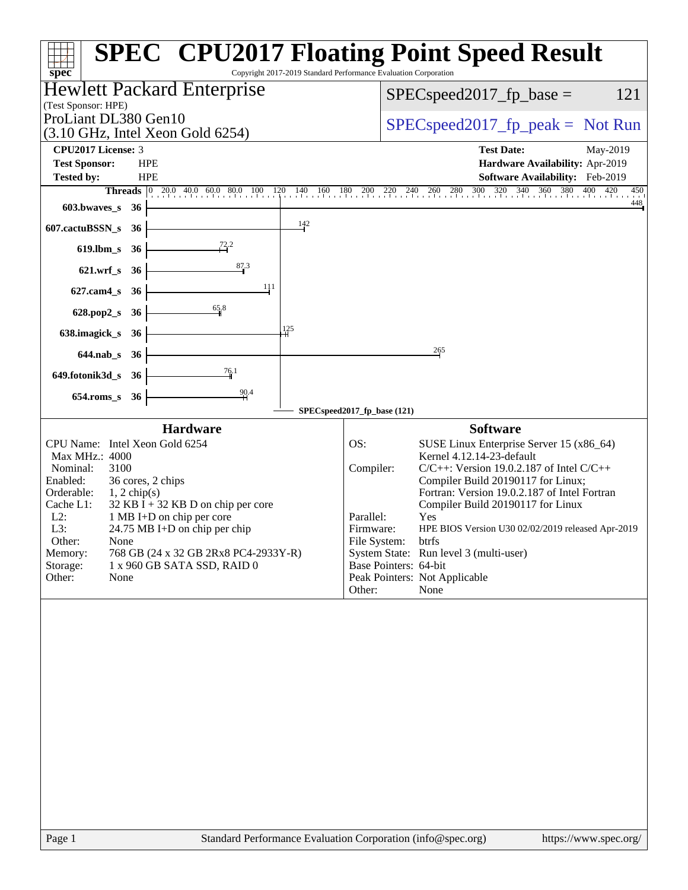# SPEC CPU2017 Floating Point Speed Result

Copyright 2017-2019 Standard Performance Evaluation Corporation

**Hewlett Packard Enterprise**
(Test Sponsor: HPE)

ProLiant DL380 Gen10
(3.10 GHz, Intel Xeon Gold 6254)

SPECspeed2017_fp_base = 121

SPECspeed2017_fp_peak = Not Run

| | | | |
|---|---|---|---|
| **CPU2017 License:** | 3 | **Test Date:** | May-2019 |
| **Test Sponsor:** | HPE | **Hardware Availability:** | Apr-2019 |
| **Tested by:** | HPE | **Software Availability:** | Feb-2019 |

| Benchmark | Threads | Base Ratio |
|---|---|---|
| 603.bwaves_s | 36 | 448 |
| 607.cactuBSSN_s | 36 | 142 |
| 619.lbm_s | 36 | 72.2 |
| 621.wrf_s | 36 | 87.3 |
| 627.cam4_s | 36 | 111 |
| 628.pop2_s | 36 | 65.8 |
| 638.imagick_s | 36 | 125 |
| 644.nab_s | 36 | 265 |
| 649.fotonik3d_s | 36 | 76.1 |
| 654.roms_s | 36 | 90.4 |

SPECspeed2017_fp_base (121)

## Hardware

| | |
|---|---|
| CPU Name: | Intel Xeon Gold 6254 |
| Max MHz.: | 4000 |
| Nominal: | 3100 |
| Enabled: | 36 cores, 2 chips |
| Orderable: | 1, 2 chip(s) |
| Cache L1: | 32 KB I + 32 KB D on chip per core |
| L2: | 1 MB I+D on chip per core |
| L3: | 24.75 MB I+D on chip per chip |
| Other: | None |
| Memory: | 768 GB (24 x 32 GB 2Rx8 PC4-2933Y-R) |
| Storage: | 1 x 960 GB SATA SSD, RAID 0 |
| Other: | None |

## Software

| | |
|---|---|
| OS: | SUSE Linux Enterprise Server 15 (x86_64) Kernel 4.12.14-23-default |
| Compiler: | C/C++: Version 19.0.2.187 of Intel C/C++ Compiler Build 20190117 for Linux; Fortran: Version 19.0.2.187 of Intel Fortran Compiler Build 20190117 for Linux |
| Parallel: | Yes |
| Firmware: | HPE BIOS Version U30 02/02/2019 released Apr-2019 |
| File System: | btrfs |
| System State: | Run level 3 (multi-user) |
| Base Pointers: | 64-bit |
| Peak Pointers: | Not Applicable |
| Other: | None |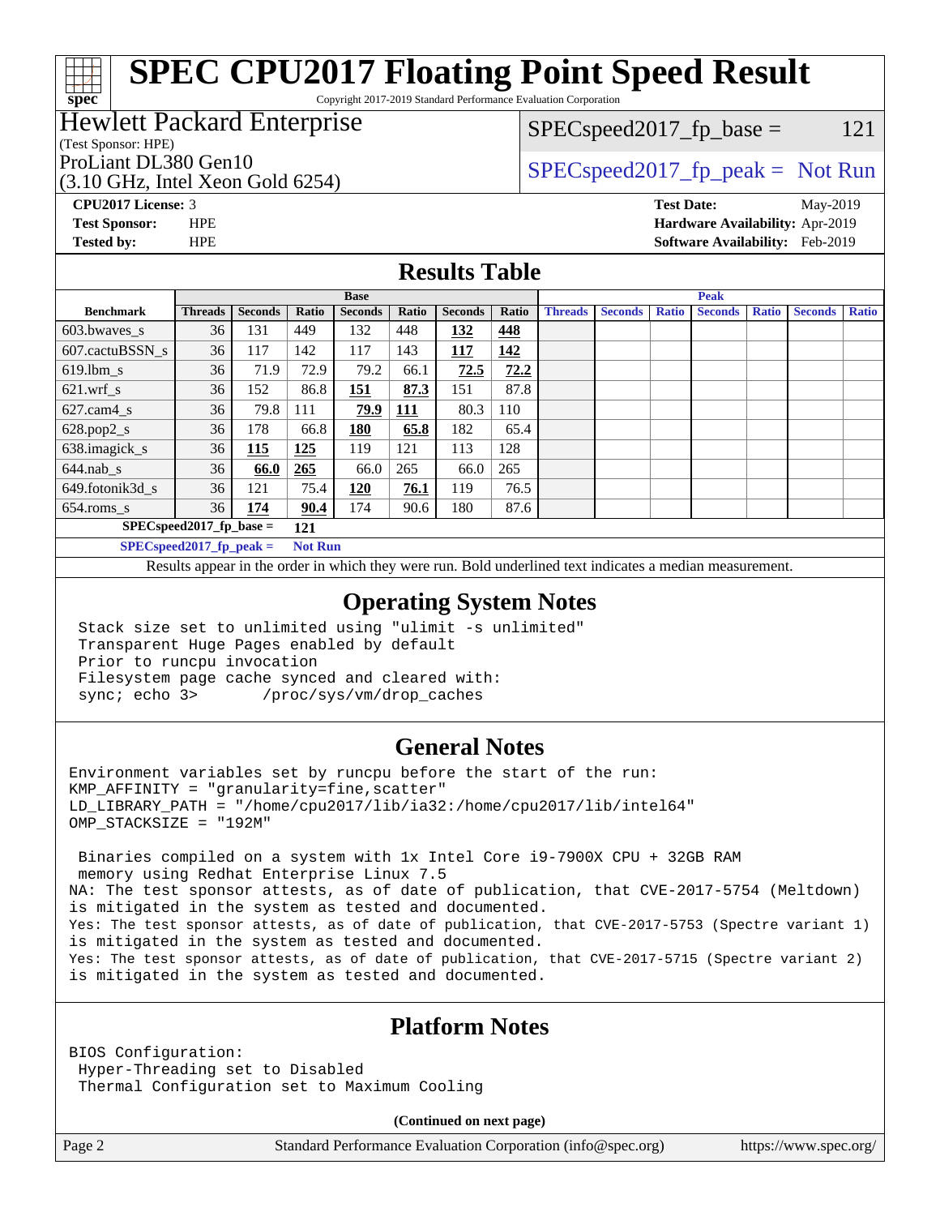# SPEC CPU2017 Floating Point Speed Result

Copyright 2017-2019 Standard Performance Evaluation Corporation

**Hewlett Packard Enterprise**
(Test Sponsor: HPE)

ProLiant DL380 Gen10
(3.10 GHz, Intel Xeon Gold 6254)

SPECspeed2017_fp_base = 121

SPECspeed2017_fp_peak = Not Run

**CPU2017 License:** 3
**Test Sponsor:** HPE
**Tested by:** HPE

**Test Date:** May-2019
**Hardware Availability:** Apr-2019
**Software Availability:** Feb-2019

## Results Table

| Benchmark | Base | | | | | | | Peak | | | | | | |
|---|---|---|---|---|---|---|---|---|---|---|---|---|---|---|
| | Threads | Seconds | Ratio | Seconds | Ratio | Seconds | Ratio | Threads | Seconds | Ratio | Seconds | Ratio | Seconds | Ratio |
| 603.bwaves_s | 36 | 131 | 449 | 132 | 448 | **132** | **448** | | | | | | | |
| 607.cactuBSSN_s | 36 | 117 | 142 | 117 | 143 | **117** | **142** | | | | | | | |
| 619.lbm_s | 36 | 71.9 | 72.9 | 79.2 | 66.1 | **72.5** | **72.2** | | | | | | | |
| 621.wrf_s | 36 | 152 | 86.8 | **151** | **87.3** | 151 | 87.8 | | | | | | | |
| 627.cam4_s | 36 | 79.8 | 111 | **79.9** | **111** | 80.3 | 110 | | | | | | | |
| 628.pop2_s | 36 | 178 | 66.8 | **180** | **65.8** | 182 | 65.4 | | | | | | | |
| 638.imagick_s | 36 | **115** | **125** | 119 | 121 | 113 | 128 | | | | | | | |
| 644.nab_s | 36 | **66.0** | **265** | 66.0 | 265 | 66.0 | 265 | | | | | | | |
| 649.fotonik3d_s | 36 | 121 | 75.4 | **120** | **76.1** | 119 | 76.5 | | | | | | | |
| 654.roms_s | 36 | **174** | **90.4** | 174 | 90.6 | 180 | 87.6 | | | | | | | |

SPECspeed2017_fp_base = 121

SPECspeed2017_fp_peak = Not Run

Results appear in the order in which they were run. Bold underlined text indicates a median measurement.

## Operating System Notes

```
Stack size set to unlimited using "ulimit -s unlimited"
Transparent Huge Pages enabled by default
Prior to runcpu invocation
Filesystem page cache synced and cleared with:
sync; echo 3>       /proc/sys/vm/drop_caches
```

## General Notes

```
Environment variables set by runcpu before the start of the run:
KMP_AFFINITY = "granularity=fine,scatter"
LD_LIBRARY_PATH = "/home/cpu2017/lib/ia32:/home/cpu2017/lib/intel64"
OMP_STACKSIZE = "192M"

 Binaries compiled on a system with 1x Intel Core i9-7900X CPU + 32GB RAM
 memory using Redhat Enterprise Linux 7.5
NA: The test sponsor attests, as of date of publication, that CVE-2017-5754 (Meltdown)
is mitigated in the system as tested and documented.
Yes: The test sponsor attests, as of date of publication, that CVE-2017-5753 (Spectre variant 1)
is mitigated in the system as tested and documented.
Yes: The test sponsor attests, as of date of publication, that CVE-2017-5715 (Spectre variant 2)
is mitigated in the system as tested and documented.
```

## Platform Notes

```
BIOS Configuration:
 Hyper-Threading set to Disabled
 Thermal Configuration set to Maximum Cooling
```

**(Continued on next page)**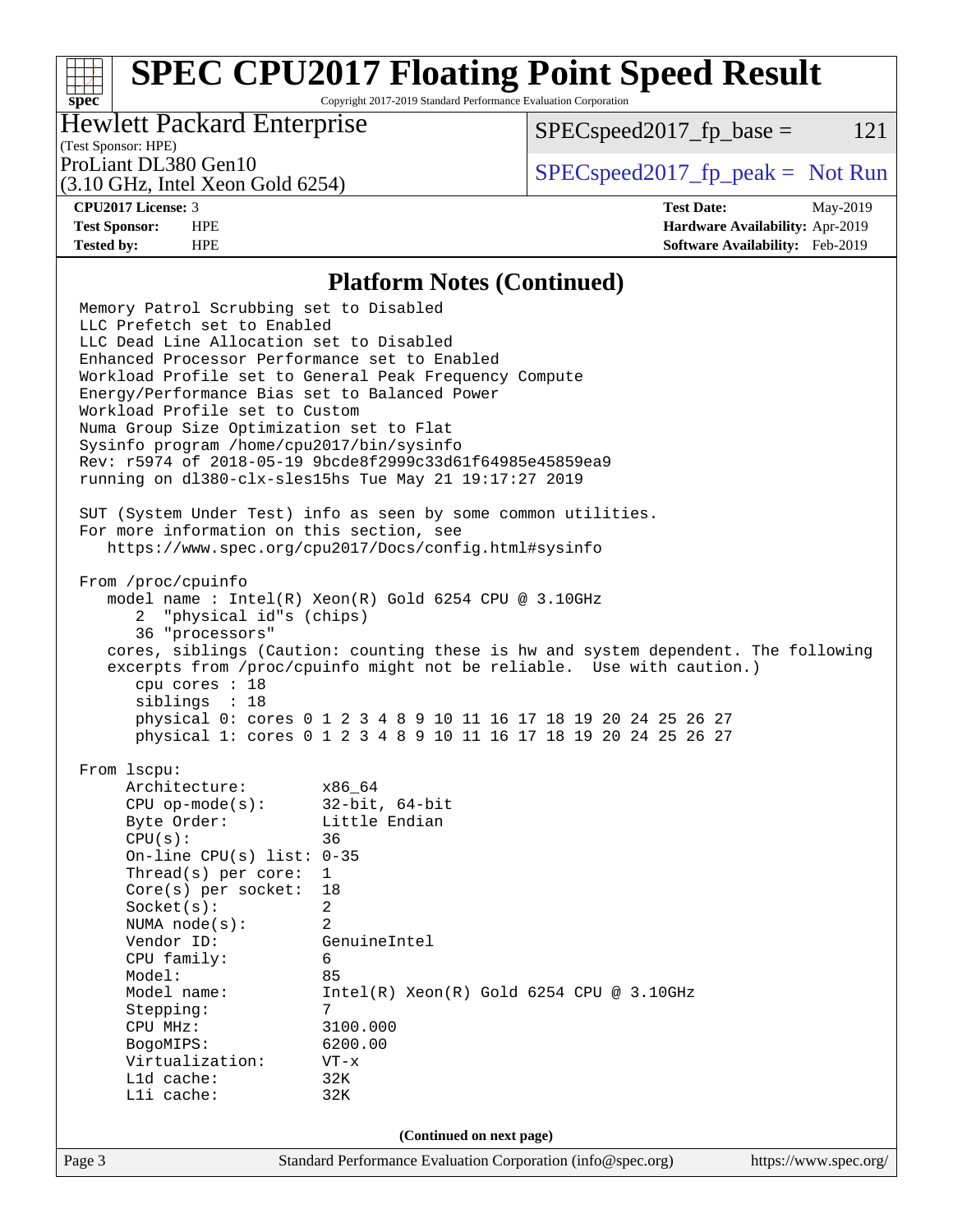# SPEC CPU2017 Floating Point Speed Result

Copyright 2017-2019 Standard Performance Evaluation Corporation

**Hewlett Packard Enterprise**
(Test Sponsor: HPE)
ProLiant DL380 Gen10
(3.10 GHz, Intel Xeon Gold 6254)

SPECspeed2017_fp_base = 121

SPECspeed2017_fp_peak = Not Run

**CPU2017 License:** 3
**Test Sponsor:** HPE
**Tested by:** HPE

**Test Date:** May-2019
**Hardware Availability:** Apr-2019
**Software Availability:** Feb-2019

## Platform Notes (Continued)

```
Memory Patrol Scrubbing set to Disabled
LLC Prefetch set to Enabled
LLC Dead Line Allocation set to Disabled
Enhanced Processor Performance set to Enabled
Workload Profile set to General Peak Frequency Compute
Energy/Performance Bias set to Balanced Power
Workload Profile set to Custom
Numa Group Size Optimization set to Flat
Sysinfo program /home/cpu2017/bin/sysinfo
Rev: r5974 of 2018-05-19 9bcde8f2999c33d61f64985e45859ea9
running on dl380-clx-sles15hs Tue May 21 19:17:27 2019

SUT (System Under Test) info as seen by some common utilities.
For more information on this section, see
   https://www.spec.org/cpu2017/Docs/config.html#sysinfo

From /proc/cpuinfo
   model name : Intel(R) Xeon(R) Gold 6254 CPU @ 3.10GHz
      2  "physical id"s (chips)
      36 "processors"
   cores, siblings (Caution: counting these is hw and system dependent. The following
   excerpts from /proc/cpuinfo might not be reliable.  Use with caution.)
      cpu cores : 18
      siblings  : 18
      physical 0: cores 0 1 2 3 4 8 9 10 11 16 17 18 19 20 24 25 26 27
      physical 1: cores 0 1 2 3 4 8 9 10 11 16 17 18 19 20 24 25 26 27

From lscpu:
     Architecture:        x86_64
     CPU op-mode(s):      32-bit, 64-bit
     Byte Order:          Little Endian
     CPU(s):              36
     On-line CPU(s) list: 0-35
     Thread(s) per core:  1
     Core(s) per socket:  18
     Socket(s):           2
     NUMA node(s):        2
     Vendor ID:           GenuineIntel
     CPU family:          6
     Model:               85
     Model name:          Intel(R) Xeon(R) Gold 6254 CPU @ 3.10GHz
     Stepping:            7
     CPU MHz:             3100.000
     BogoMIPS:            6200.00
     Virtualization:      VT-x
     L1d cache:           32K
     L1i cache:           32K
```

(Continued on next page)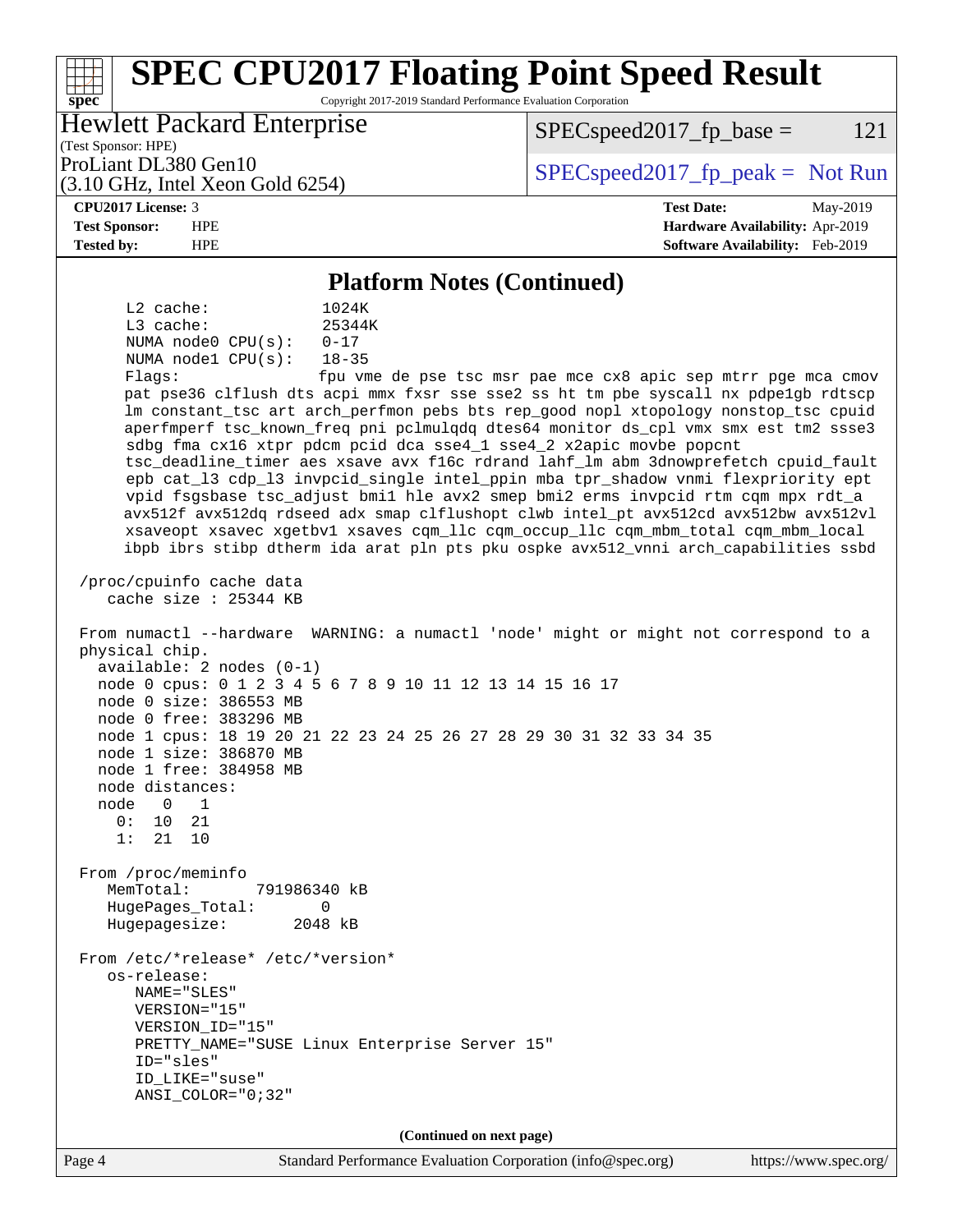## Platform Notes (Continued)

```
     L2 cache:              1024K
     L3 cache:              25344K
     NUMA node0 CPU(s):     0-17
     NUMA node1 CPU(s):     18-35
     Flags:                 fpu vme de pse tsc msr pae mce cx8 apic sep mtrr pge mca cmov
     pat pse36 clflush dts acpi mmx fxsr sse sse2 ss ht tm pbe syscall nx pdpe1gb rdtscp
     lm constant_tsc art arch_perfmon pebs bts rep_good nopl xtopology nonstop_tsc cpuid
     aperfmperf tsc_known_freq pni pclmulqdq dtes64 monitor ds_cpl vmx smx est tm2 ssse3
     sdbg fma cx16 xtpr pdcm pcid dca sse4_1 sse4_2 x2apic movbe popcnt
     tsc_deadline_timer aes xsave avx f16c rdrand lahf_lm abm 3dnowprefetch cpuid_fault
     epb cat_l3 cdp_l3 invpcid_single intel_ppin mba tpr_shadow vnmi flexpriority ept
     vpid fsgsbase tsc_adjust bmi1 hle avx2 smep bmi2 erms invpcid rtm cqm mpx rdt_a
     avx512f avx512dq rdseed adx smap clflushopt clwb intel_pt avx512cd avx512bw avx512vl
     xsaveopt xsavec xgetbv1 xsaves cqm_llc cqm_occup_llc cqm_mbm_total cqm_mbm_local
     ibpb ibrs stibp dtherm ida arat pln pts pku ospke avx512_vnni arch_capabilities ssbd

 /proc/cpuinfo cache data
    cache size : 25344 KB

 From numactl --hardware  WARNING: a numactl 'node' might or might not correspond to a
 physical chip.
   available: 2 nodes (0-1)
   node 0 cpus: 0 1 2 3 4 5 6 7 8 9 10 11 12 13 14 15 16 17
   node 0 size: 386553 MB
   node 0 free: 383296 MB
   node 1 cpus: 18 19 20 21 22 23 24 25 26 27 28 29 30 31 32 33 34 35
   node 1 size: 386870 MB
   node 1 free: 384958 MB
   node distances:
   node   0   1
     0:  10  21
     1:  21  10

 From /proc/meminfo
    MemTotal:       791986340 kB
    HugePages_Total:       0
    Hugepagesize:       2048 kB

 From /etc/*release* /etc/*version*
    os-release:
       NAME="SLES"
       VERSION="15"
       VERSION_ID="15"
       PRETTY_NAME="SUSE Linux Enterprise Server 15"
       ID="sles"
       ID_LIKE="suse"
       ANSI_COLOR="0;32"
```

(Continued on next page)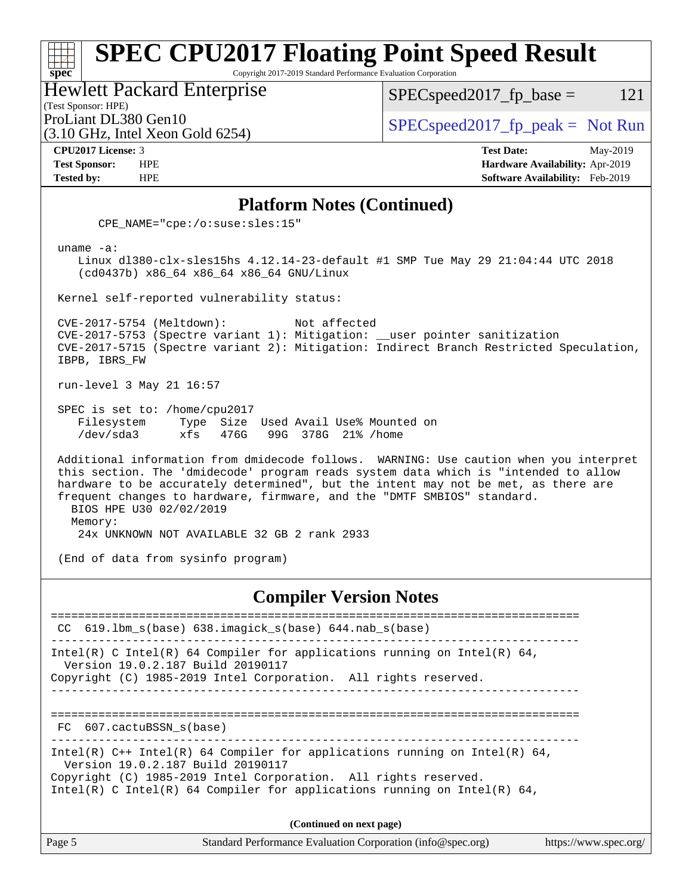## Platform Notes (Continued)

```
      CPE_NAME="cpe:/o:suse:sles:15"

 uname -a:
    Linux dl380-clx-sles15hs 4.12.14-23-default #1 SMP Tue May 29 21:04:44 UTC 2018
    (cd0437b) x86_64 x86_64 x86_64 GNU/Linux

 Kernel self-reported vulnerability status:

 CVE-2017-5754 (Meltdown):          Not affected
 CVE-2017-5753 (Spectre variant 1): Mitigation: __user pointer sanitization
 CVE-2017-5715 (Spectre variant 2): Mitigation: Indirect Branch Restricted Speculation,
 IBPB, IBRS_FW

 run-level 3 May 21 16:57

 SPEC is set to: /home/cpu2017
    Filesystem     Type  Size  Used Avail Use% Mounted on
    /dev/sda3      xfs   476G   99G  378G  21% /home

 Additional information from dmidecode follows.  WARNING: Use caution when you interpret
 this section. The 'dmidecode' program reads system data which is "intended to allow
 hardware to be accurately determined", but the intent may not be met, as there are
 frequent changes to hardware, firmware, and the "DMTF SMBIOS" standard.
   BIOS HPE U30 02/02/2019
   Memory:
    24x UNKNOWN NOT AVAILABLE 32 GB 2 rank 2933

 (End of data from sysinfo program)
```

## Compiler Version Notes

```
==============================================================================
 CC  619.lbm_s(base) 638.imagick_s(base) 644.nab_s(base)
------------------------------------------------------------------------------
Intel(R) C Intel(R) 64 Compiler for applications running on Intel(R) 64,
  Version 19.0.2.187 Build 20190117
Copyright (C) 1985-2019 Intel Corporation.  All rights reserved.
------------------------------------------------------------------------------

==============================================================================
 FC  607.cactuBSSN_s(base)
------------------------------------------------------------------------------
Intel(R) C++ Intel(R) 64 Compiler for applications running on Intel(R) 64,
  Version 19.0.2.187 Build 20190117
Copyright (C) 1985-2019 Intel Corporation.  All rights reserved.
Intel(R) C Intel(R) 64 Compiler for applications running on Intel(R) 64,
```

(Continued on next page)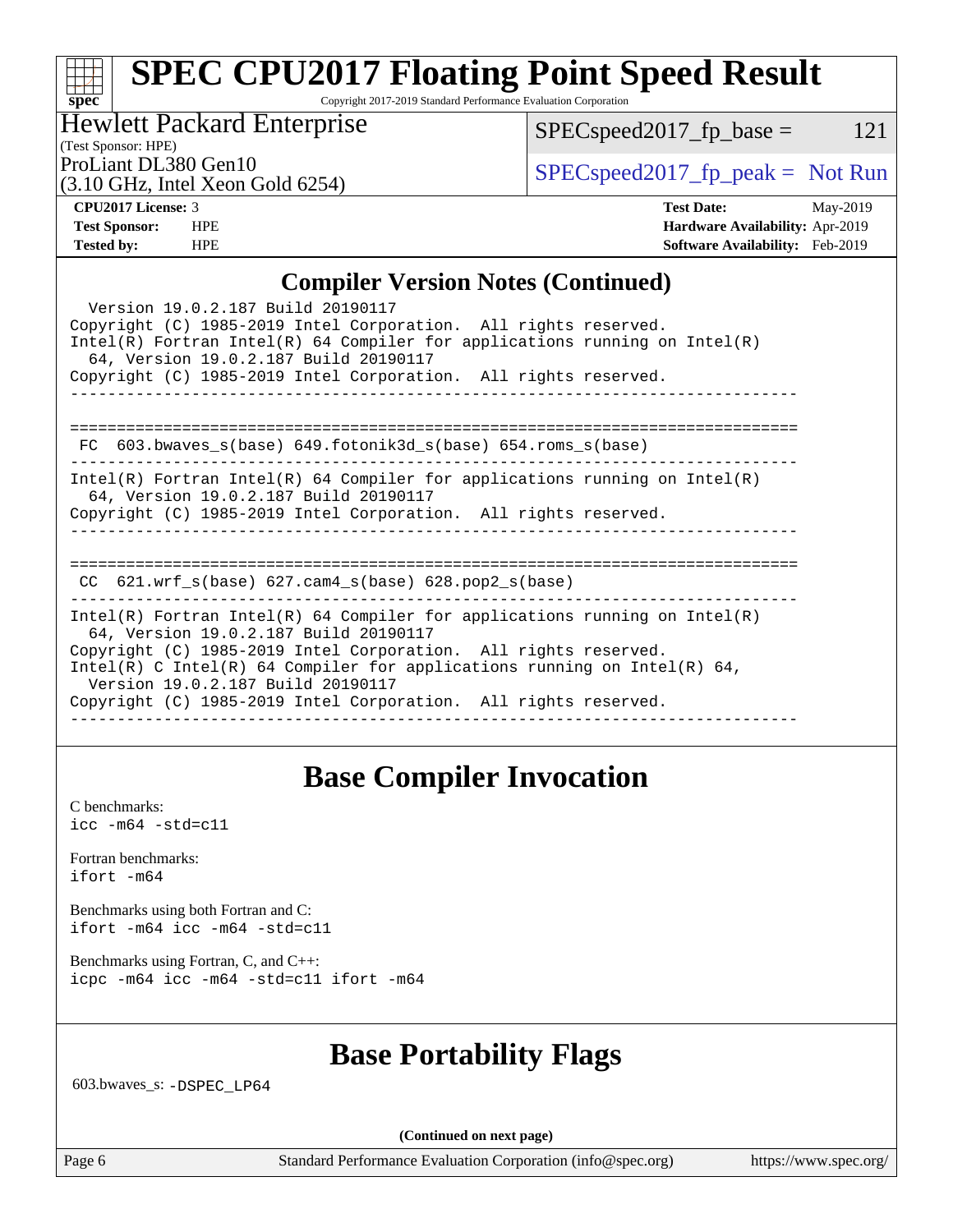## Compiler Version Notes (Continued)

```
  Version 19.0.2.187 Build 20190117
Copyright (C) 1985-2019 Intel Corporation.  All rights reserved.
Intel(R) Fortran Intel(R) 64 Compiler for applications running on Intel(R)
  64, Version 19.0.2.187 Build 20190117
Copyright (C) 1985-2019 Intel Corporation.  All rights reserved.
------------------------------------------------------------------------------

==============================================================================
 FC  603.bwaves_s(base) 649.fotonik3d_s(base) 654.roms_s(base)
------------------------------------------------------------------------------
Intel(R) Fortran Intel(R) 64 Compiler for applications running on Intel(R)
  64, Version 19.0.2.187 Build 20190117
Copyright (C) 1985-2019 Intel Corporation.  All rights reserved.
------------------------------------------------------------------------------

==============================================================================
 CC  621.wrf_s(base) 627.cam4_s(base) 628.pop2_s(base)
------------------------------------------------------------------------------
Intel(R) Fortran Intel(R) 64 Compiler for applications running on Intel(R)
  64, Version 19.0.2.187 Build 20190117
Copyright (C) 1985-2019 Intel Corporation.  All rights reserved.
Intel(R) C Intel(R) 64 Compiler for applications running on Intel(R) 64,
  Version 19.0.2.187 Build 20190117
Copyright (C) 1985-2019 Intel Corporation.  All rights reserved.
------------------------------------------------------------------------------
```

## Base Compiler Invocation

C benchmarks:
`icc -m64 -std=c11`

Fortran benchmarks:
`ifort -m64`

Benchmarks using both Fortran and C:
`ifort -m64 icc -m64 -std=c11`

Benchmarks using Fortran, C, and C++:
`icpc -m64 icc -m64 -std=c11 ifort -m64`

## Base Portability Flags

603.bwaves_s: `-DSPEC_LP64`

**(Continued on next page)**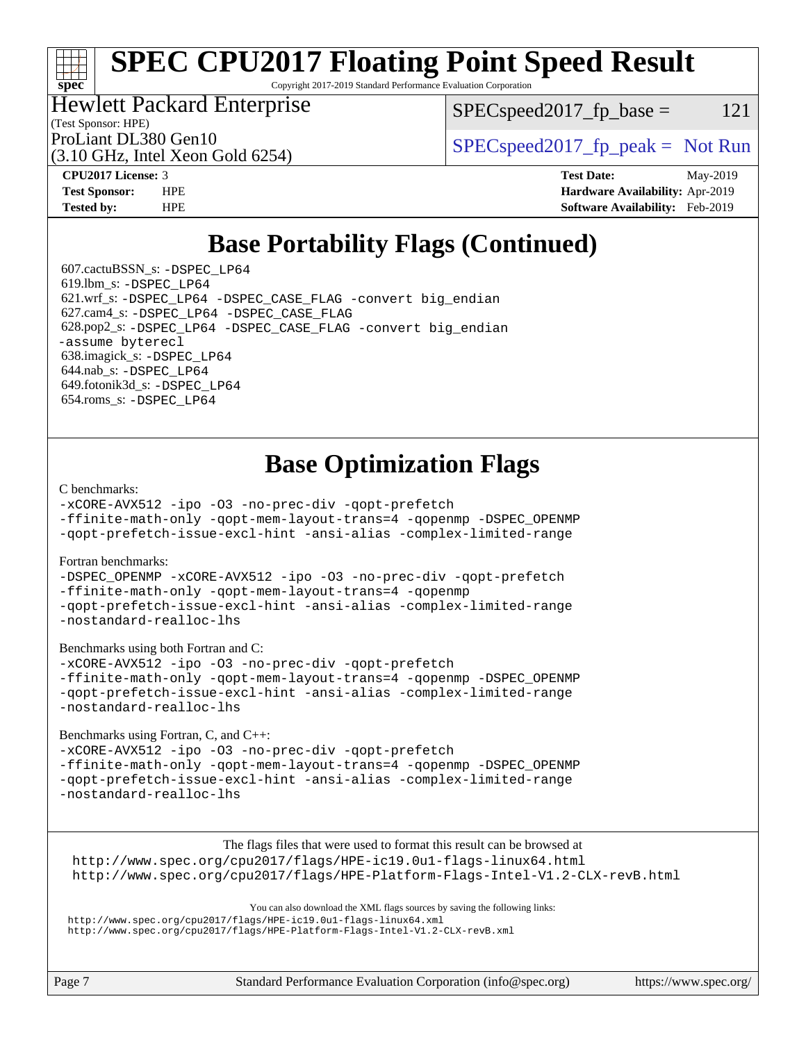# Base Portability Flags (Continued)

607.cactuBSSN_s: -DSPEC_LP64
619.lbm_s: -DSPEC_LP64
621.wrf_s: -DSPEC_LP64 -DSPEC_CASE_FLAG -convert big_endian
627.cam4_s: -DSPEC_LP64 -DSPEC_CASE_FLAG
628.pop2_s: -DSPEC_LP64 -DSPEC_CASE_FLAG -convert big_endian -assume byterecl
638.imagick_s: -DSPEC_LP64
644.nab_s: -DSPEC_LP64
649.fotonik3d_s: -DSPEC_LP64
654.roms_s: -DSPEC_LP64

# Base Optimization Flags

C benchmarks:

-xCORE-AVX512 -ipo -O3 -no-prec-div -qopt-prefetch -ffinite-math-only -qopt-mem-layout-trans=4 -qopenmp -DSPEC_OPENMP -qopt-prefetch-issue-excl-hint -ansi-alias -complex-limited-range

Fortran benchmarks:

-DSPEC_OPENMP -xCORE-AVX512 -ipo -O3 -no-prec-div -qopt-prefetch -ffinite-math-only -qopt-mem-layout-trans=4 -qopenmp -qopt-prefetch-issue-excl-hint -ansi-alias -complex-limited-range -nostandard-realloc-lhs

Benchmarks using both Fortran and C:

-xCORE-AVX512 -ipo -O3 -no-prec-div -qopt-prefetch -ffinite-math-only -qopt-mem-layout-trans=4 -qopenmp -DSPEC_OPENMP -qopt-prefetch-issue-excl-hint -ansi-alias -complex-limited-range -nostandard-realloc-lhs

Benchmarks using Fortran, C, and C++:

-xCORE-AVX512 -ipo -O3 -no-prec-div -qopt-prefetch -ffinite-math-only -qopt-mem-layout-trans=4 -qopenmp -DSPEC_OPENMP -qopt-prefetch-issue-excl-hint -ansi-alias -complex-limited-range -nostandard-realloc-lhs

The flags files that were used to format this result can be browsed at
http://www.spec.org/cpu2017/flags/HPE-ic19.0u1-flags-linux64.html
http://www.spec.org/cpu2017/flags/HPE-Platform-Flags-Intel-V1.2-CLX-revB.html

You can also download the XML flags sources by saving the following links:
http://www.spec.org/cpu2017/flags/HPE-ic19.0u1-flags-linux64.xml
http://www.spec.org/cpu2017/flags/HPE-Platform-Flags-Intel-V1.2-CLX-revB.xml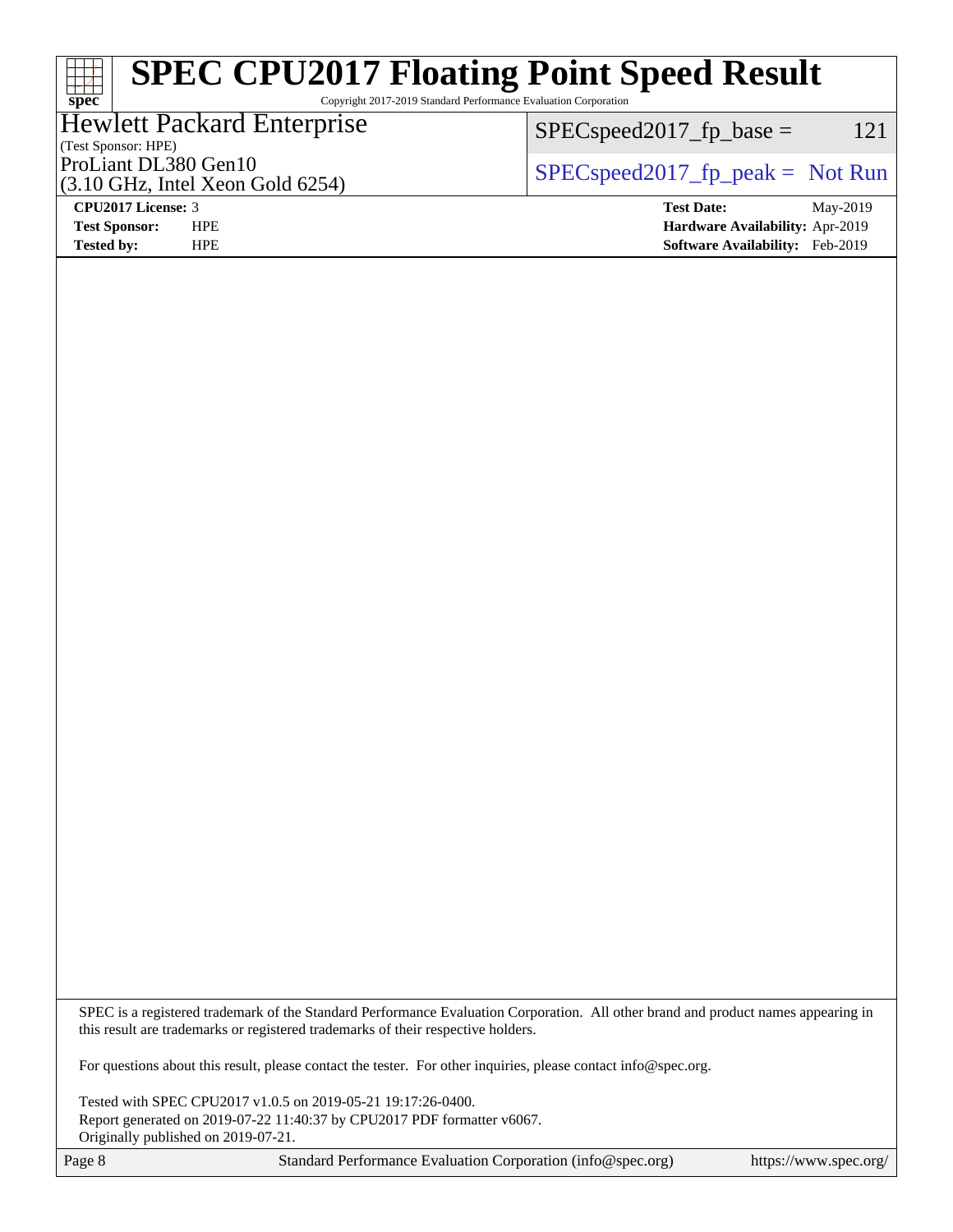SPEC is a registered trademark of the Standard Performance Evaluation Corporation. All other brand and product names appearing in this result are trademarks or registered trademarks of their respective holders.

For questions about this result, please contact the tester. For other inquiries, please contact info@spec.org.

Tested with SPEC CPU2017 v1.0.5 on 2019-05-21 19:17:26-0400.
Report generated on 2019-07-22 11:40:37 by CPU2017 PDF formatter v6067.
Originally published on 2019-07-21.